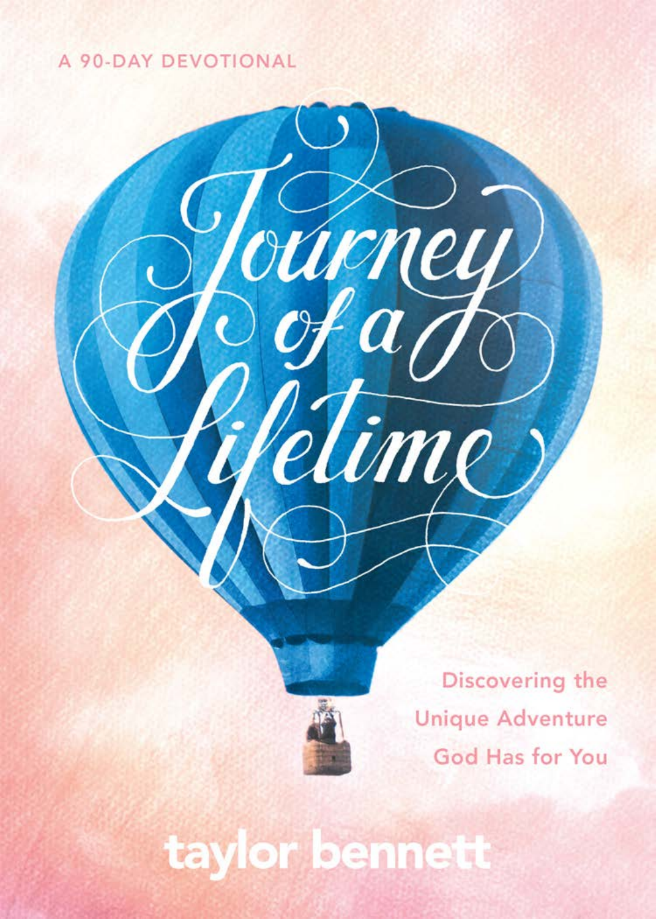A 90-DAY DEVOTIONAL

# Journey of a Lifetime

Discovering the Unique Adventure God Has for You

taylor bennett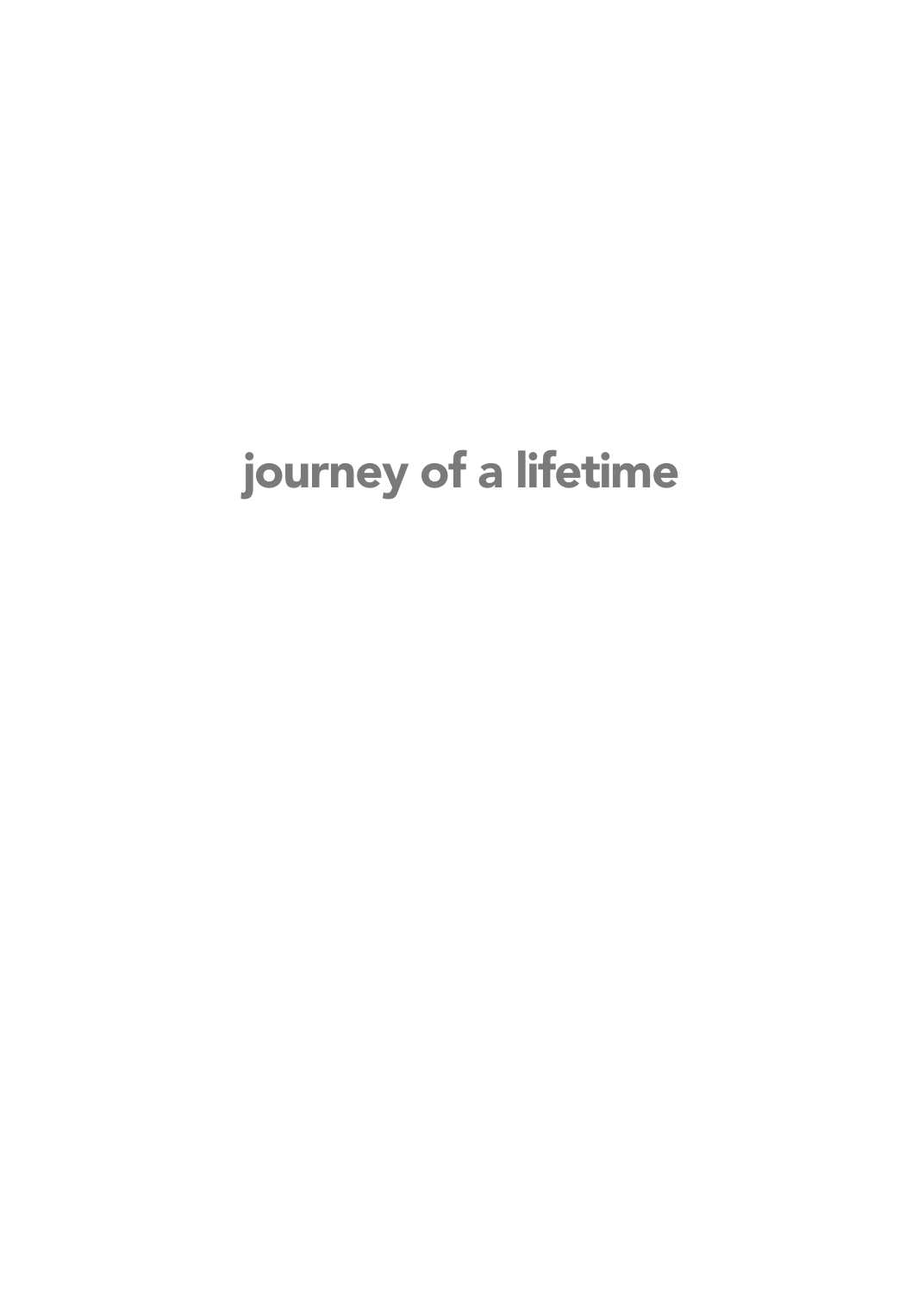# journey of a lifetime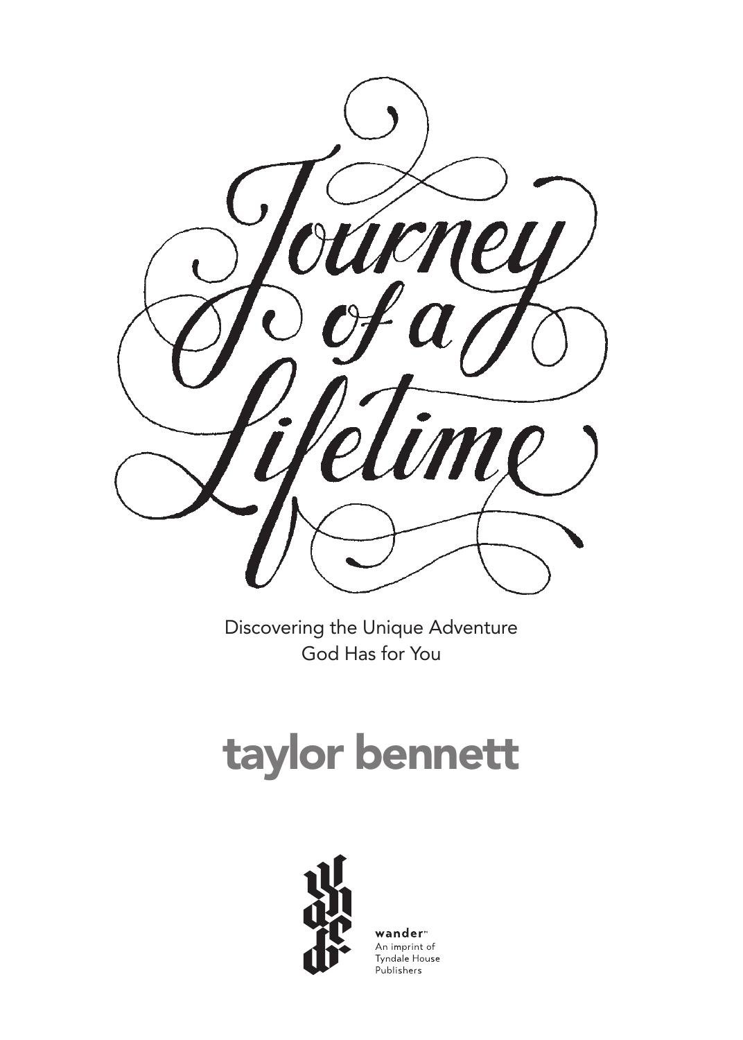# Journey of a Lifetime

Discovering the Unique Adventure
God Has for You

## taylor bennett

wander™
An imprint of
Tyndale House
Publishers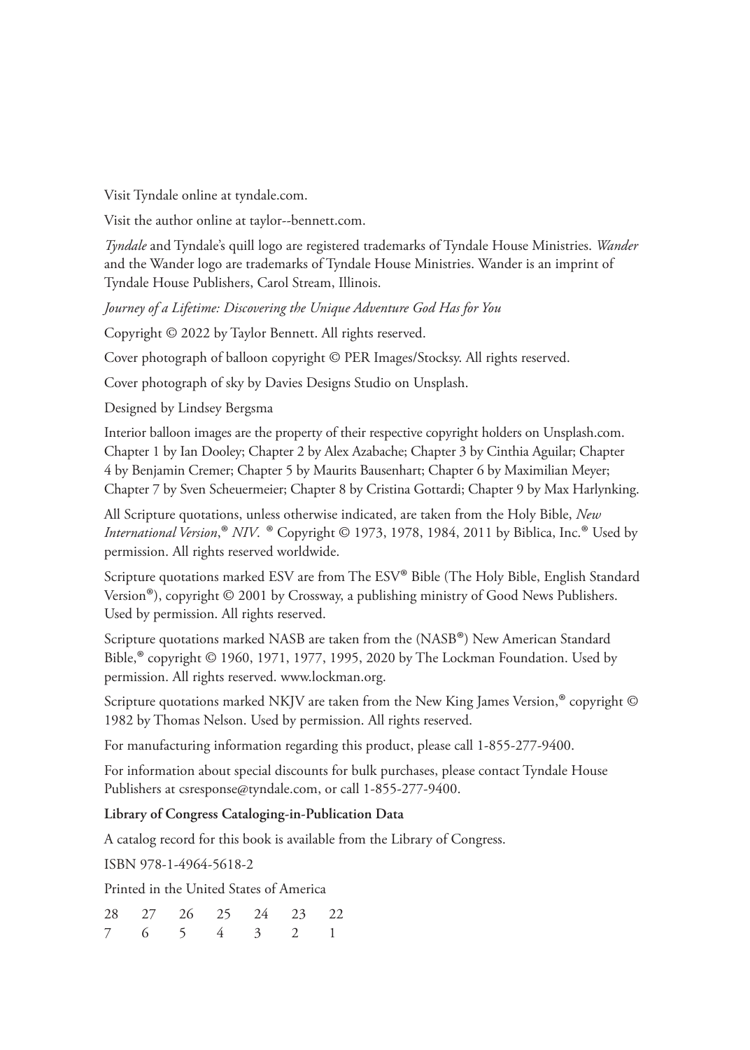Visit Tyndale online at tyndale.com.

Visit the author online at taylor--bennett.com.

*Tyndale* and Tyndale's quill logo are registered trademarks of Tyndale House Ministries. *Wander* and the Wander logo are trademarks of Tyndale House Ministries. Wander is an imprint of Tyndale House Publishers, Carol Stream, Illinois.

*Journey of a Lifetime: Discovering the Unique Adventure God Has for You*

Copyright © 2022 by Taylor Bennett. All rights reserved.

Cover photograph of balloon copyright © PER Images/Stocksy. All rights reserved.

Cover photograph of sky by Davies Designs Studio on Unsplash.

Designed by Lindsey Bergsma

Interior balloon images are the property of their respective copyright holders on Unsplash.com. Chapter 1 by Ian Dooley; Chapter 2 by Alex Azabache; Chapter 3 by Cinthia Aguilar; Chapter 4 by Benjamin Cremer; Chapter 5 by Maurits Bausenhart; Chapter 6 by Maximilian Meyer; Chapter 7 by Sven Scheuermeier; Chapter 8 by Cristina Gottardi; Chapter 9 by Max Harlynking.

All Scripture quotations, unless otherwise indicated, are taken from the Holy Bible, *New International Version*,® *NIV*. ® Copyright © 1973, 1978, 1984, 2011 by Biblica, Inc.® Used by permission. All rights reserved worldwide.

Scripture quotations marked ESV are from The ESV® Bible (The Holy Bible, English Standard Version®), copyright © 2001 by Crossway, a publishing ministry of Good News Publishers. Used by permission. All rights reserved.

Scripture quotations marked NASB are taken from the (NASB®) New American Standard Bible,® copyright © 1960, 1971, 1977, 1995, 2020 by The Lockman Foundation. Used by permission. All rights reserved. www.lockman.org.

Scripture quotations marked NKJV are taken from the New King James Version,® copyright © 1982 by Thomas Nelson. Used by permission. All rights reserved.

For manufacturing information regarding this product, please call 1-855-277-9400.

For information about special discounts for bulk purchases, please contact Tyndale House Publishers at csresponse@tyndale.com, or call 1-855-277-9400.

**Library of Congress Cataloging-in-Publication Data**

A catalog record for this book is available from the Library of Congress.

ISBN 978-1-4964-5618-2

Printed in the United States of America

28 27 26 25 24 23 22
7 6 5 4 3 2 1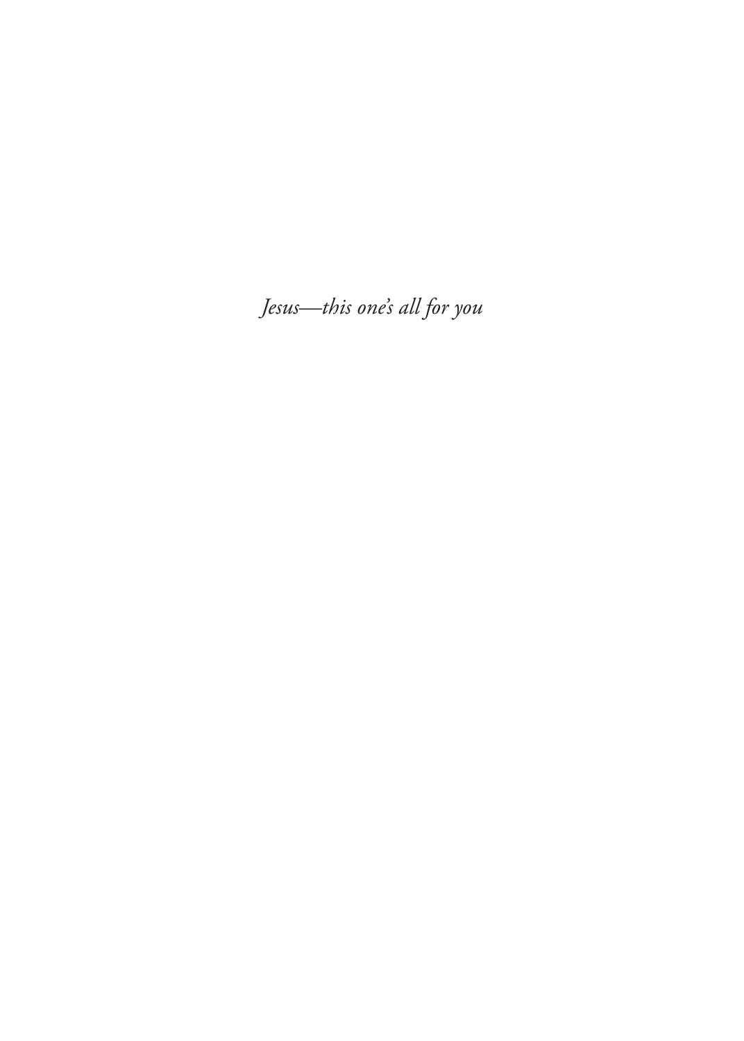*Jesus—this one's all for you*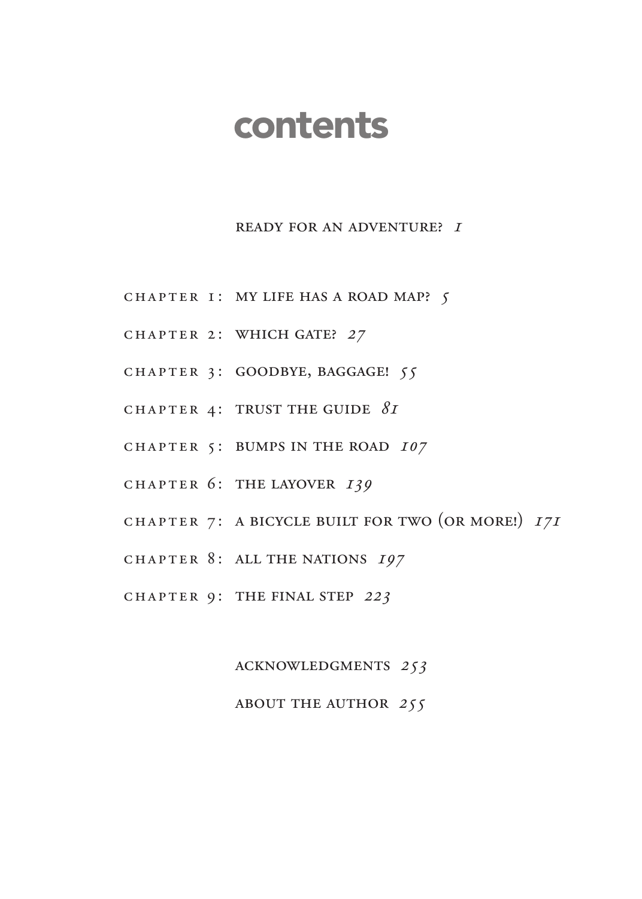# contents

READY FOR AN ADVENTURE? *1*

CHAPTER 1: MY LIFE HAS A ROAD MAP? *5*

CHAPTER 2: WHICH GATE? *27*

CHAPTER 3: GOODBYE, BAGGAGE! *55*

CHAPTER 4: TRUST THE GUIDE *81*

CHAPTER 5: BUMPS IN THE ROAD *107*

CHAPTER 6: THE LAYOVER *139*

CHAPTER 7: A BICYCLE BUILT FOR TWO (OR MORE!) *171*

CHAPTER 8: ALL THE NATIONS *197*

CHAPTER 9: THE FINAL STEP *223*

ACKNOWLEDGMENTS *253*

ABOUT THE AUTHOR *255*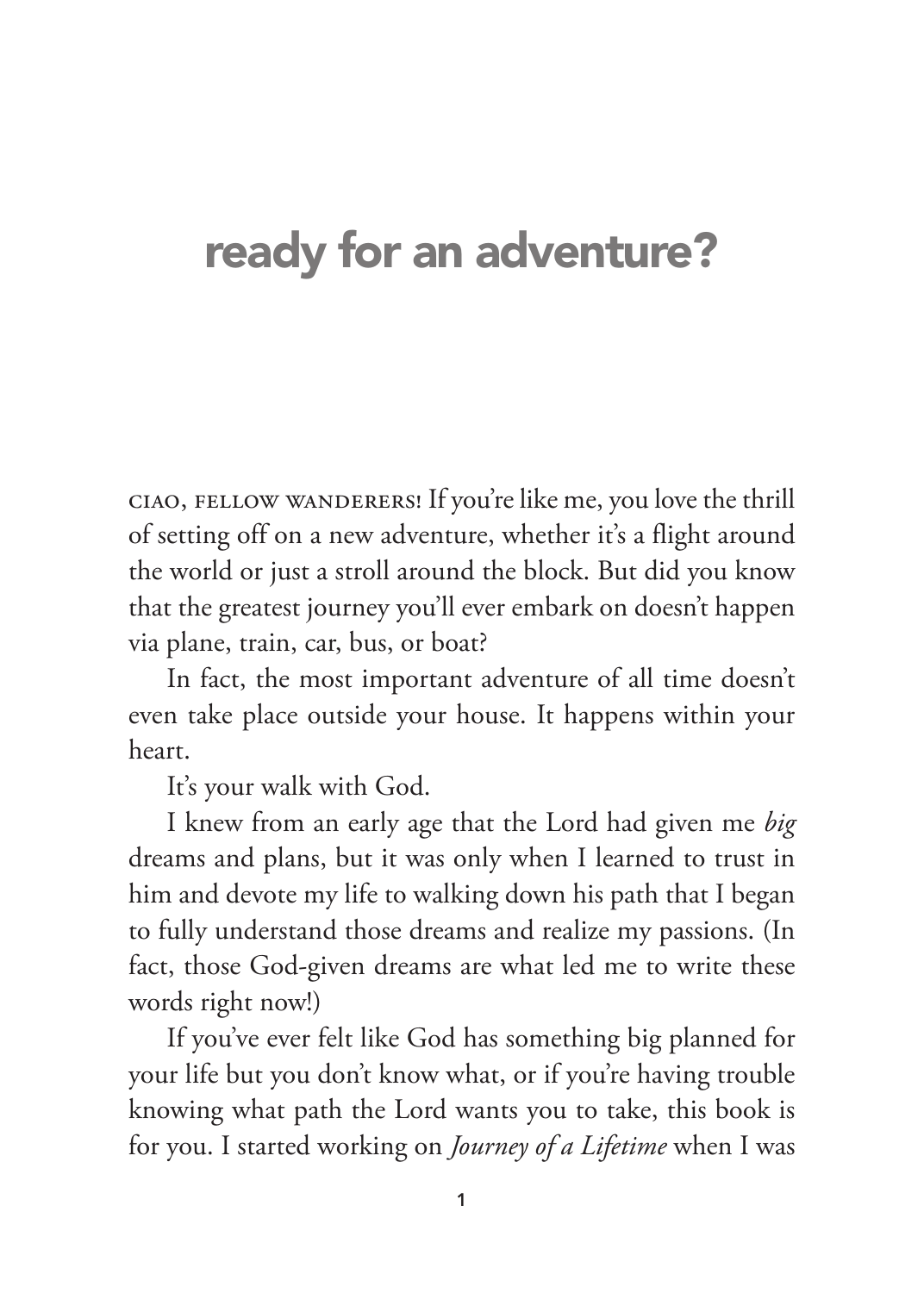# ready for an adventure?

CIAO, FELLOW WANDERERS! If you're like me, you love the thrill of setting off on a new adventure, whether it's a flight around the world or just a stroll around the block. But did you know that the greatest journey you'll ever embark on doesn't happen via plane, train, car, bus, or boat?

In fact, the most important adventure of all time doesn't even take place outside your house. It happens within your heart.

It's your walk with God.

I knew from an early age that the Lord had given me *big* dreams and plans, but it was only when I learned to trust in him and devote my life to walking down his path that I began to fully understand those dreams and realize my passions. (In fact, those God-given dreams are what led me to write these words right now!)

If you've ever felt like God has something big planned for your life but you don't know what, or if you're having trouble knowing what path the Lord wants you to take, this book is for you. I started working on *Journey of a Lifetime* when I was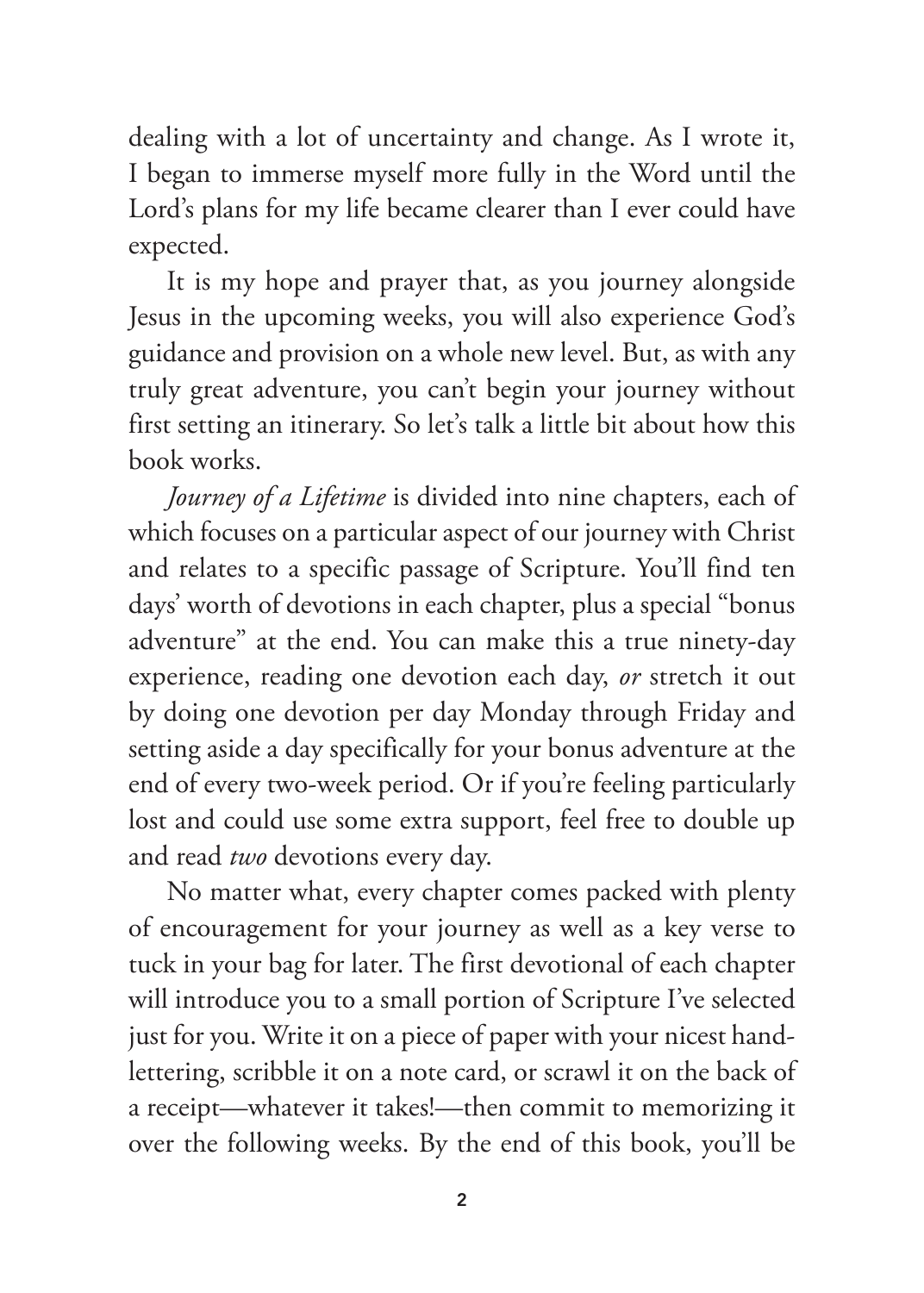dealing with a lot of uncertainty and change. As I wrote it, I began to immerse myself more fully in the Word until the Lord's plans for my life became clearer than I ever could have expected.

It is my hope and prayer that, as you journey alongside Jesus in the upcoming weeks, you will also experience God's guidance and provision on a whole new level. But, as with any truly great adventure, you can't begin your journey without first setting an itinerary. So let's talk a little bit about how this book works.

*Journey of a Lifetime* is divided into nine chapters, each of which focuses on a particular aspect of our journey with Christ and relates to a specific passage of Scripture. You'll find ten days' worth of devotions in each chapter, plus a special "bonus adventure" at the end. You can make this a true ninety-day experience, reading one devotion each day, *or* stretch it out by doing one devotion per day Monday through Friday and setting aside a day specifically for your bonus adventure at the end of every two-week period. Or if you're feeling particularly lost and could use some extra support, feel free to double up and read *two* devotions every day.

No matter what, every chapter comes packed with plenty of encouragement for your journey as well as a key verse to tuck in your bag for later. The first devotional of each chapter will introduce you to a small portion of Scripture I've selected just for you. Write it on a piece of paper with your nicest hand-lettering, scribble it on a note card, or scrawl it on the back of a receipt—whatever it takes!—then commit to memorizing it over the following weeks. By the end of this book, you'll be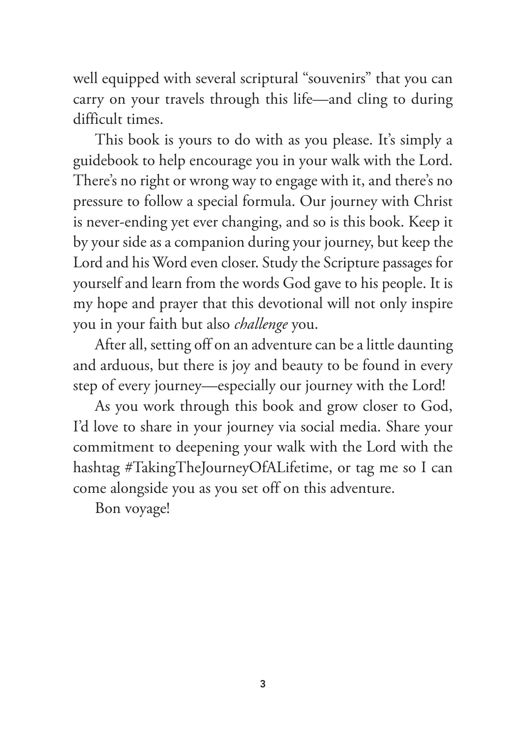well equipped with several scriptural "souvenirs" that you can carry on your travels through this life—and cling to during difficult times.

This book is yours to do with as you please. It's simply a guidebook to help encourage you in your walk with the Lord. There's no right or wrong way to engage with it, and there's no pressure to follow a special formula. Our journey with Christ is never-ending yet ever changing, and so is this book. Keep it by your side as a companion during your journey, but keep the Lord and his Word even closer. Study the Scripture passages for yourself and learn from the words God gave to his people. It is my hope and prayer that this devotional will not only inspire you in your faith but also *challenge* you.

After all, setting off on an adventure can be a little daunting and arduous, but there is joy and beauty to be found in every step of every journey—especially our journey with the Lord!

As you work through this book and grow closer to God, I'd love to share in your journey via social media. Share your commitment to deepening your walk with the Lord with the hashtag #TakingTheJourneyOfALifetime, or tag me so I can come alongside you as you set off on this adventure.

Bon voyage!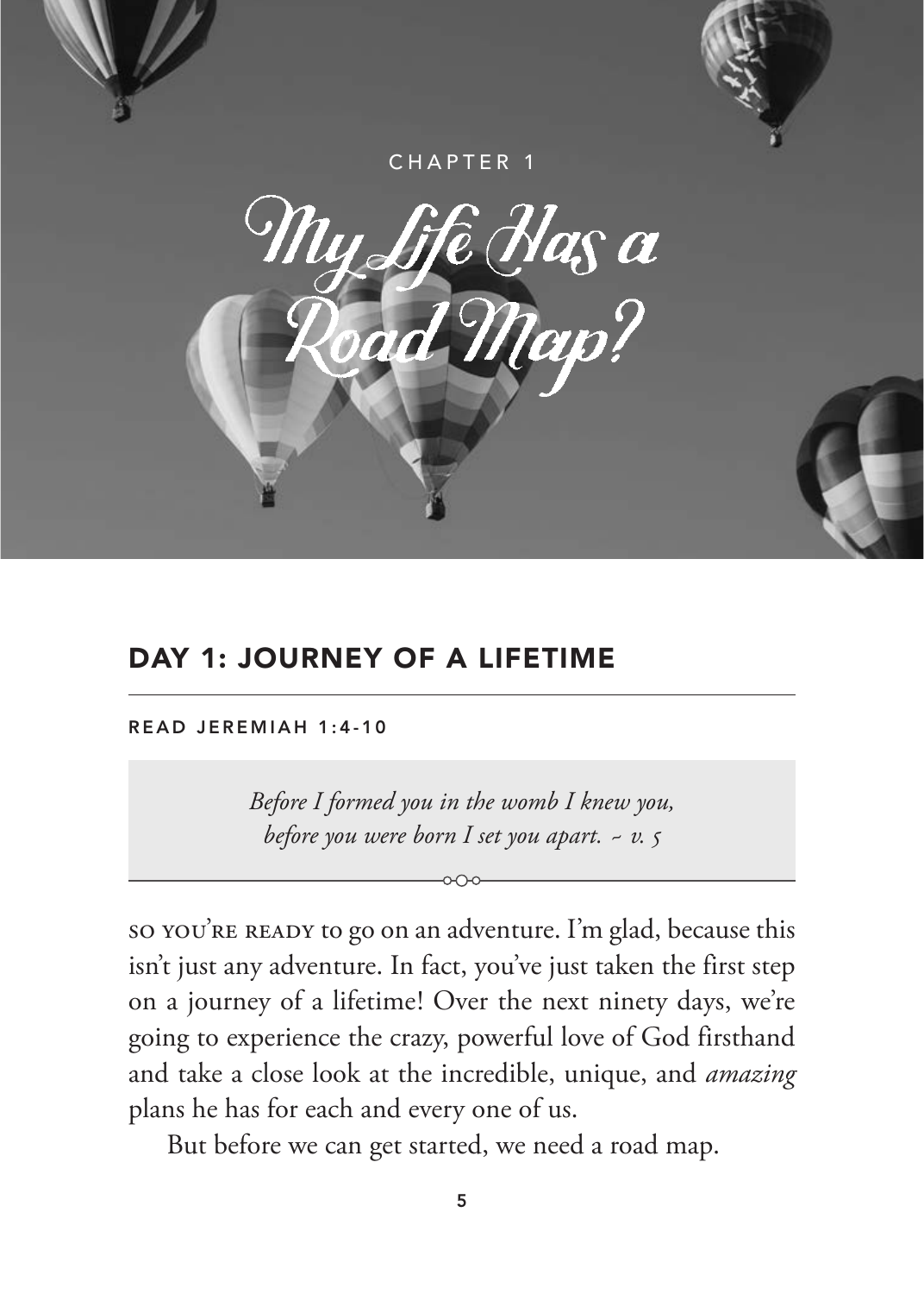CHAPTER 1

# My Life Has a Road Map?

## DAY 1: JOURNEY OF A LIFETIME

READ JEREMIAH 1:4-10

> *Before I formed you in the womb I knew you,*
> *before you were born I set you apart. ~ v. 5*

SO YOU'RE READY to go on an adventure. I'm glad, because this isn't just any adventure. In fact, you've just taken the first step on a journey of a lifetime! Over the next ninety days, we're going to experience the crazy, powerful love of God firsthand and take a close look at the incredible, unique, and *amazing* plans he has for each and every one of us.

But before we can get started, we need a road map.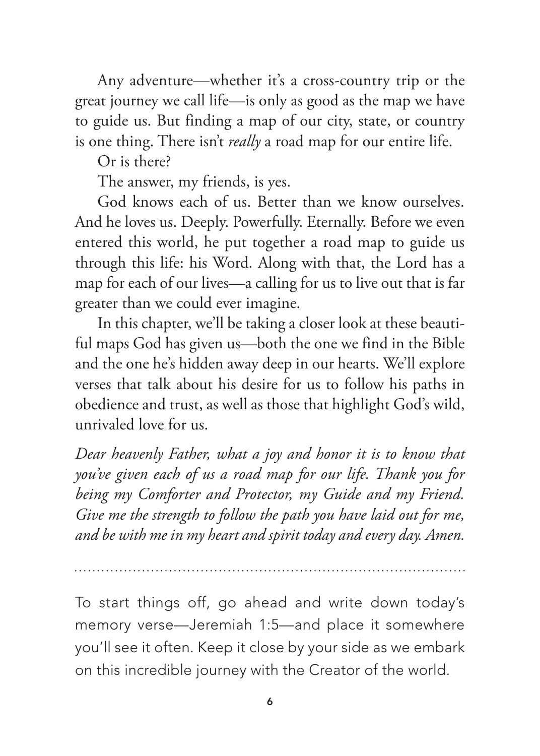Any adventure—whether it's a cross-country trip or the great journey we call life—is only as good as the map we have to guide us. But finding a map of our city, state, or country is one thing. There isn't *really* a road map for our entire life.

Or is there?

The answer, my friends, is yes.

God knows each of us. Better than we know ourselves. And he loves us. Deeply. Powerfully. Eternally. Before we even entered this world, he put together a road map to guide us through this life: his Word. Along with that, the Lord has a map for each of our lives—a calling for us to live out that is far greater than we could ever imagine.

In this chapter, we'll be taking a closer look at these beautiful maps God has given us—both the one we find in the Bible and the one he's hidden away deep in our hearts. We'll explore verses that talk about his desire for us to follow his paths in obedience and trust, as well as those that highlight God's wild, unrivaled love for us.

*Dear heavenly Father, what a joy and honor it is to know that you've given each of us a road map for our life. Thank you for being my Comforter and Protector, my Guide and my Friend. Give me the strength to follow the path you have laid out for me, and be with me in my heart and spirit today and every day. Amen.*

---

To start things off, go ahead and write down today's memory verse—Jeremiah 1:5—and place it somewhere you'll see it often. Keep it close by your side as we embark on this incredible journey with the Creator of the world.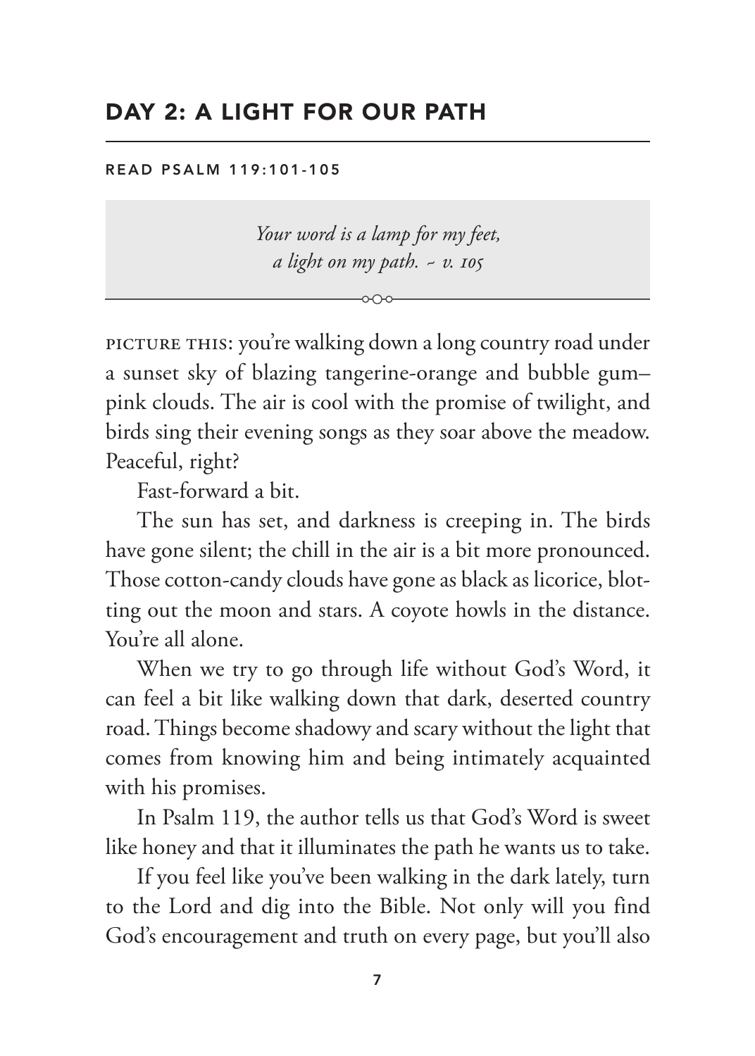## DAY 2: A LIGHT FOR OUR PATH

READ PSALM 119:101-105

> *Your word is a lamp for my feet,*
> *a light on my path. ~ v. 105*

PICTURE THIS: you're walking down a long country road under a sunset sky of blazing tangerine-orange and bubble gum–pink clouds. The air is cool with the promise of twilight, and birds sing their evening songs as they soar above the meadow. Peaceful, right?

Fast-forward a bit.

The sun has set, and darkness is creeping in. The birds have gone silent; the chill in the air is a bit more pronounced. Those cotton-candy clouds have gone as black as licorice, blotting out the moon and stars. A coyote howls in the distance. You're all alone.

When we try to go through life without God's Word, it can feel a bit like walking down that dark, deserted country road. Things become shadowy and scary without the light that comes from knowing him and being intimately acquainted with his promises.

In Psalm 119, the author tells us that God's Word is sweet like honey and that it illuminates the path he wants us to take.

If you feel like you've been walking in the dark lately, turn to the Lord and dig into the Bible. Not only will you find God's encouragement and truth on every page, but you'll also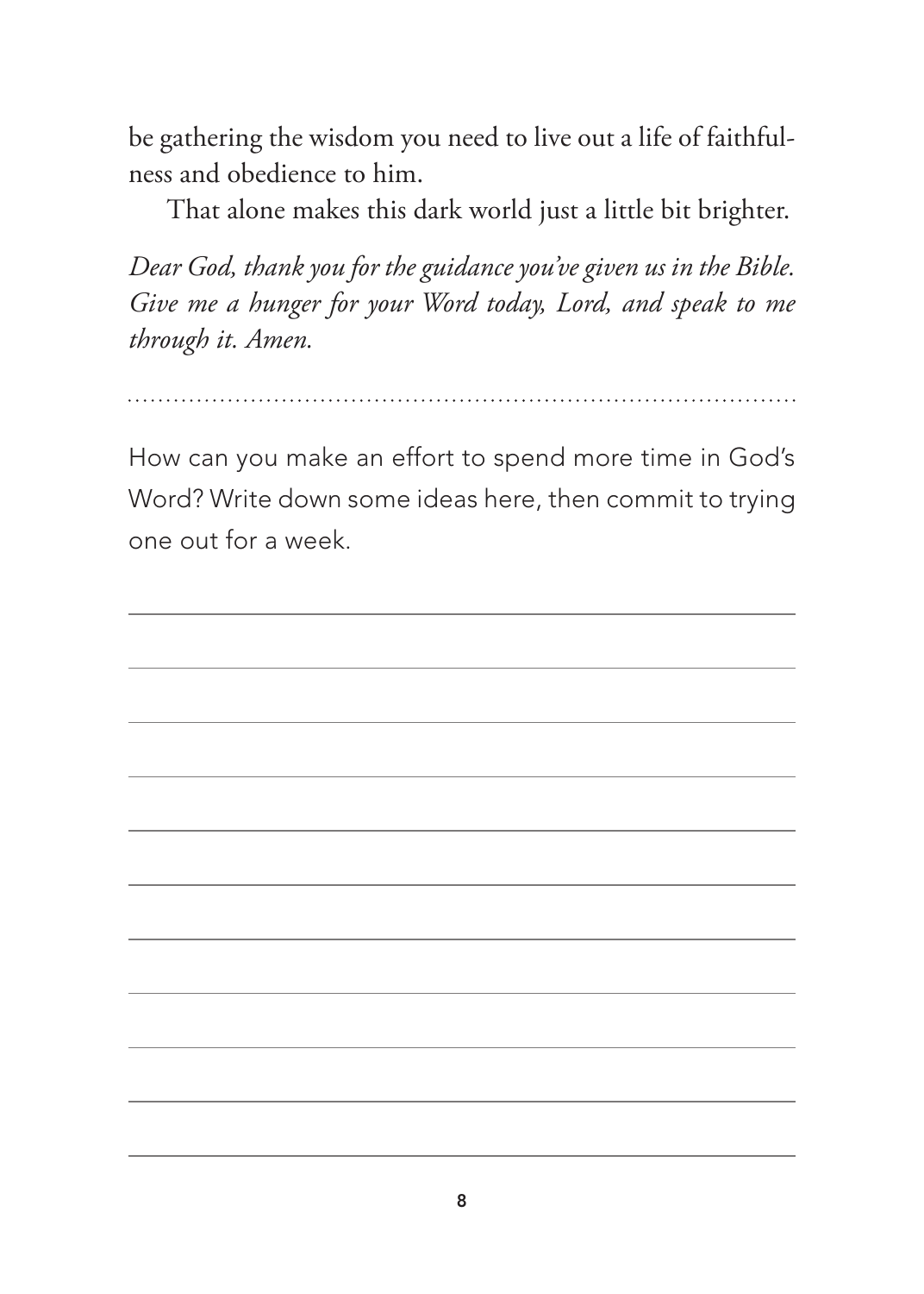be gathering the wisdom you need to live out a life of faithfulness and obedience to him.

That alone makes this dark world just a little bit brighter.

*Dear God, thank you for the guidance you've given us in the Bible. Give me a hunger for your Word today, Lord, and speak to me through it. Amen.*

---

How can you make an effort to spend more time in God's Word? Write down some ideas here, then commit to trying one out for a week.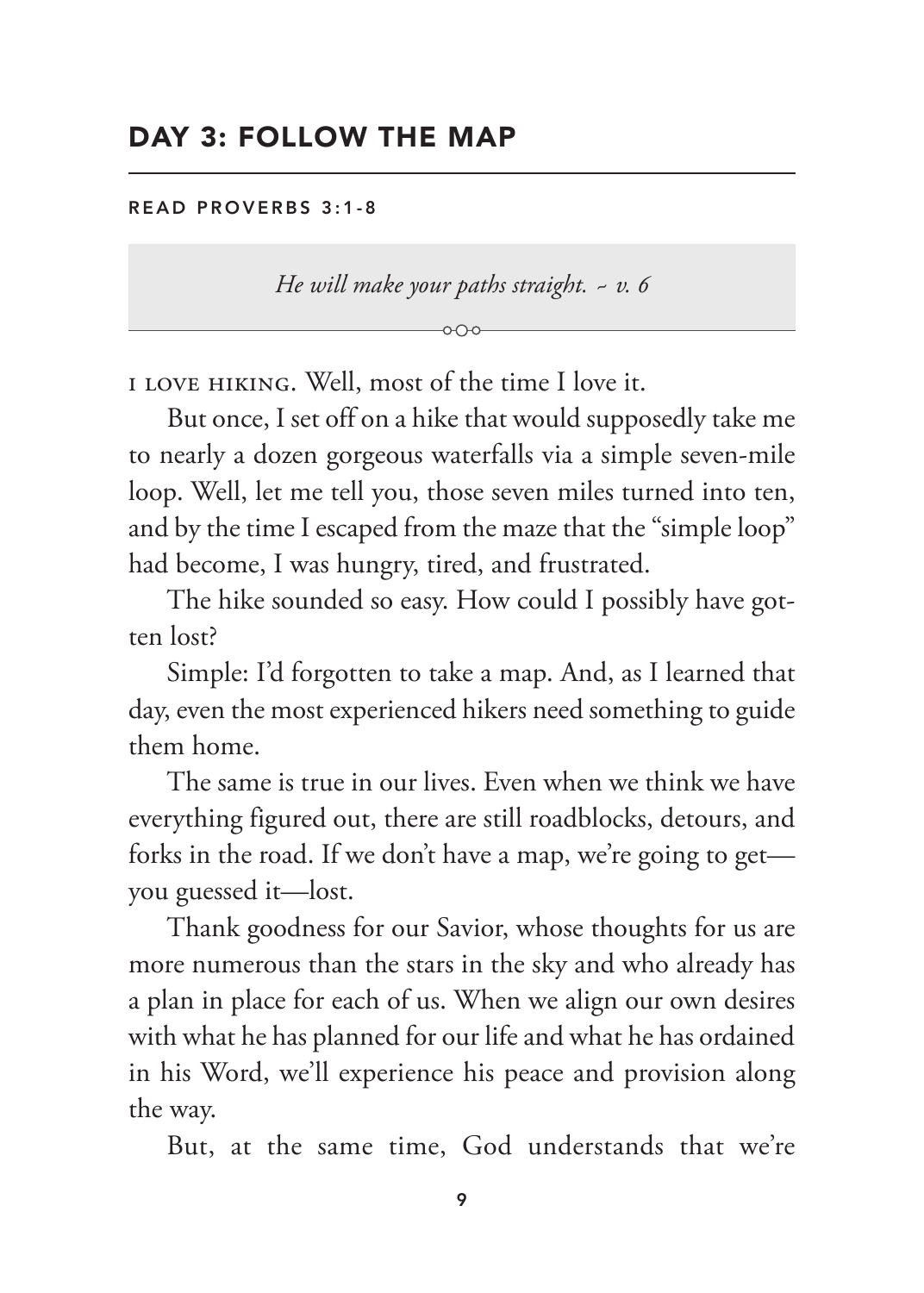## DAY 3: FOLLOW THE MAP

READ PROVERBS 3:1-8

*He will make your paths straight. ~ v. 6*

I LOVE HIKING. Well, most of the time I love it.

But once, I set off on a hike that would supposedly take me to nearly a dozen gorgeous waterfalls via a simple seven-mile loop. Well, let me tell you, those seven miles turned into ten, and by the time I escaped from the maze that the "simple loop" had become, I was hungry, tired, and frustrated.

The hike sounded so easy. How could I possibly have gotten lost?

Simple: I'd forgotten to take a map. And, as I learned that day, even the most experienced hikers need something to guide them home.

The same is true in our lives. Even when we think we have everything figured out, there are still roadblocks, detours, and forks in the road. If we don't have a map, we're going to get—you guessed it—lost.

Thank goodness for our Savior, whose thoughts for us are more numerous than the stars in the sky and who already has a plan in place for each of us. When we align our own desires with what he has planned for our life and what he has ordained in his Word, we'll experience his peace and provision along the way.

But, at the same time, God understands that we're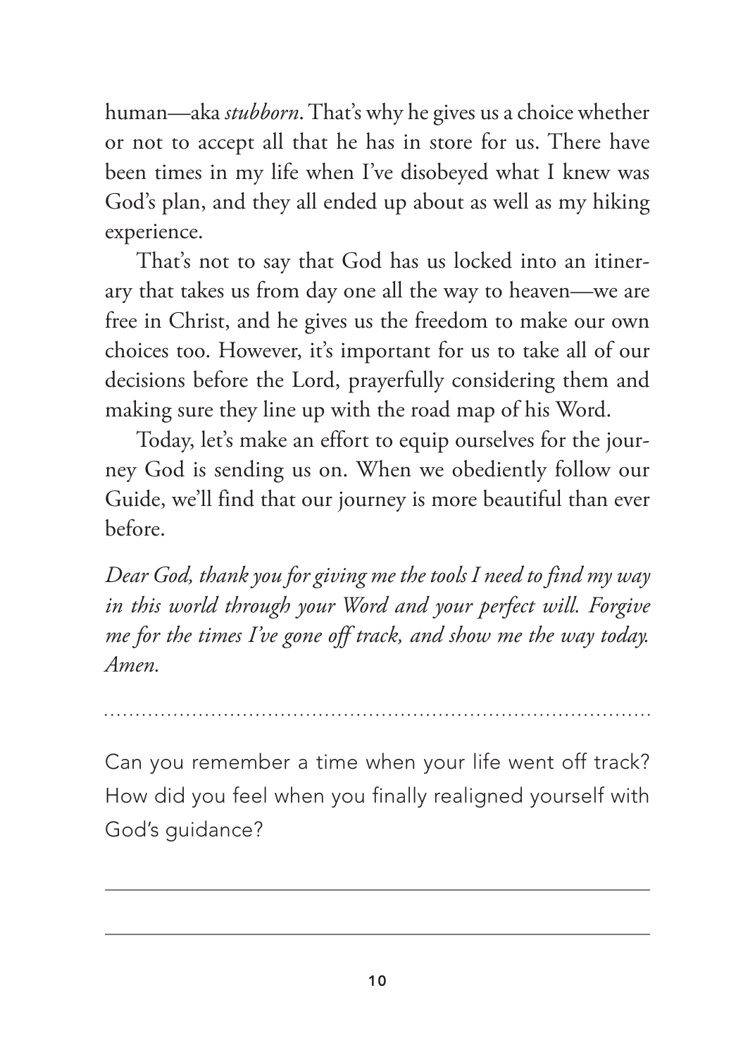human—aka *stubborn*. That's why he gives us a choice whether or not to accept all that he has in store for us. There have been times in my life when I've disobeyed what I knew was God's plan, and they all ended up about as well as my hiking experience.

That's not to say that God has us locked into an itinerary that takes us from day one all the way to heaven—we are free in Christ, and he gives us the freedom to make our own choices too. However, it's important for us to take all of our decisions before the Lord, prayerfully considering them and making sure they line up with the road map of his Word.

Today, let's make an effort to equip ourselves for the journey God is sending us on. When we obediently follow our Guide, we'll find that our journey is more beautiful than ever before.

*Dear God, thank you for giving me the tools I need to find my way in this world through your Word and your perfect will. Forgive me for the times I've gone off track, and show me the way today. Amen.*

---

Can you remember a time when your life went off track? How did you feel when you finally realigned yourself with God's guidance?

\_\_\_\_\_\_\_\_\_\_\_\_\_\_\_\_\_\_\_\_\_\_\_\_\_\_\_\_\_\_\_\_\_\_\_\_\_\_\_\_\_\_\_\_\_\_\_\_

\_\_\_\_\_\_\_\_\_\_\_\_\_\_\_\_\_\_\_\_\_\_\_\_\_\_\_\_\_\_\_\_\_\_\_\_\_\_\_\_\_\_\_\_\_\_\_\_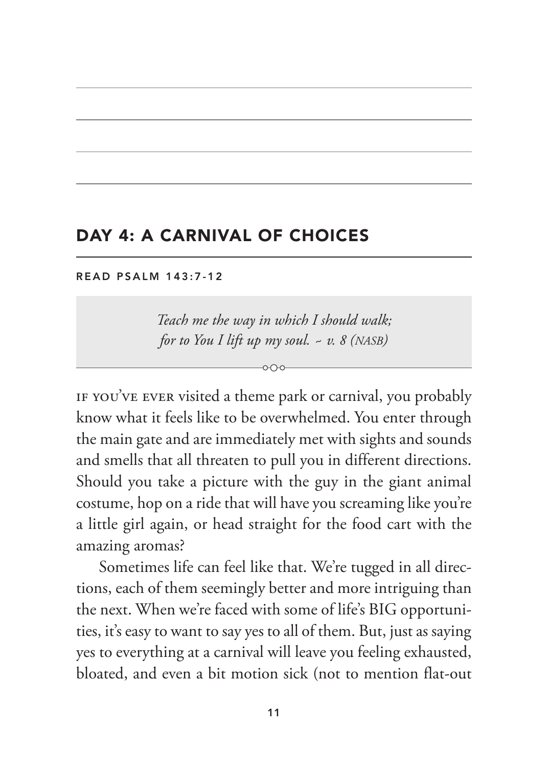## DAY 4: A CARNIVAL OF CHOICES

READ PSALM 143:7-12

> *Teach me the way in which I should walk;*
> *for to You I lift up my soul. ~ v. 8 (NASB)*

If you've ever visited a theme park or carnival, you probably know what it feels like to be overwhelmed. You enter through the main gate and are immediately met with sights and sounds and smells that all threaten to pull you in different directions. Should you take a picture with the guy in the giant animal costume, hop on a ride that will have you screaming like you're a little girl again, or head straight for the food cart with the amazing aromas?

Sometimes life can feel like that. We're tugged in all directions, each of them seemingly better and more intriguing than the next. When we're faced with some of life's BIG opportunities, it's easy to want to say yes to all of them. But, just as saying yes to everything at a carnival will leave you feeling exhausted, bloated, and even a bit motion sick (not to mention flat-out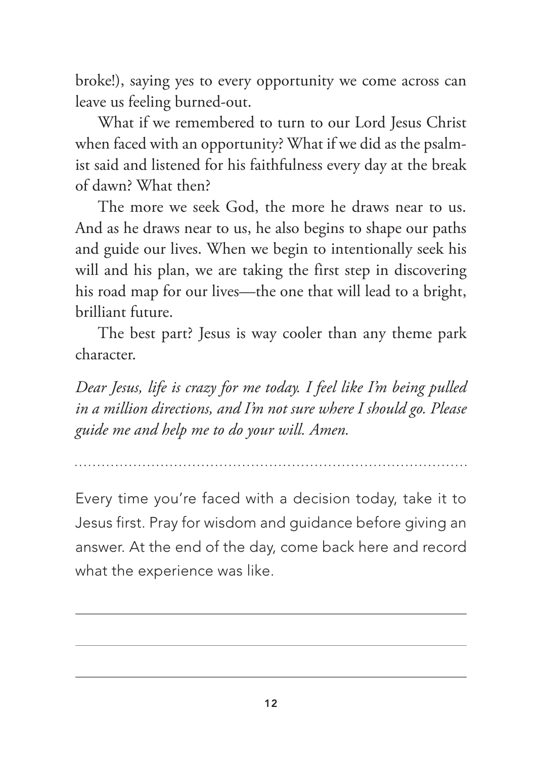broke!), saying yes to every opportunity we come across can leave us feeling burned-out.

What if we remembered to turn to our Lord Jesus Christ when faced with an opportunity? What if we did as the psalmist said and listened for his faithfulness every day at the break of dawn? What then?

The more we seek God, the more he draws near to us. And as he draws near to us, he also begins to shape our paths and guide our lives. When we begin to intentionally seek his will and his plan, we are taking the first step in discovering his road map for our lives—the one that will lead to a bright, brilliant future.

The best part? Jesus is way cooler than any theme park character.

*Dear Jesus, life is crazy for me today. I feel like I'm being pulled in a million directions, and I'm not sure where I should go. Please guide me and help me to do your will. Amen.*

---

Every time you're faced with a decision today, take it to Jesus first. Pray for wisdom and guidance before giving an answer. At the end of the day, come back here and record what the experience was like.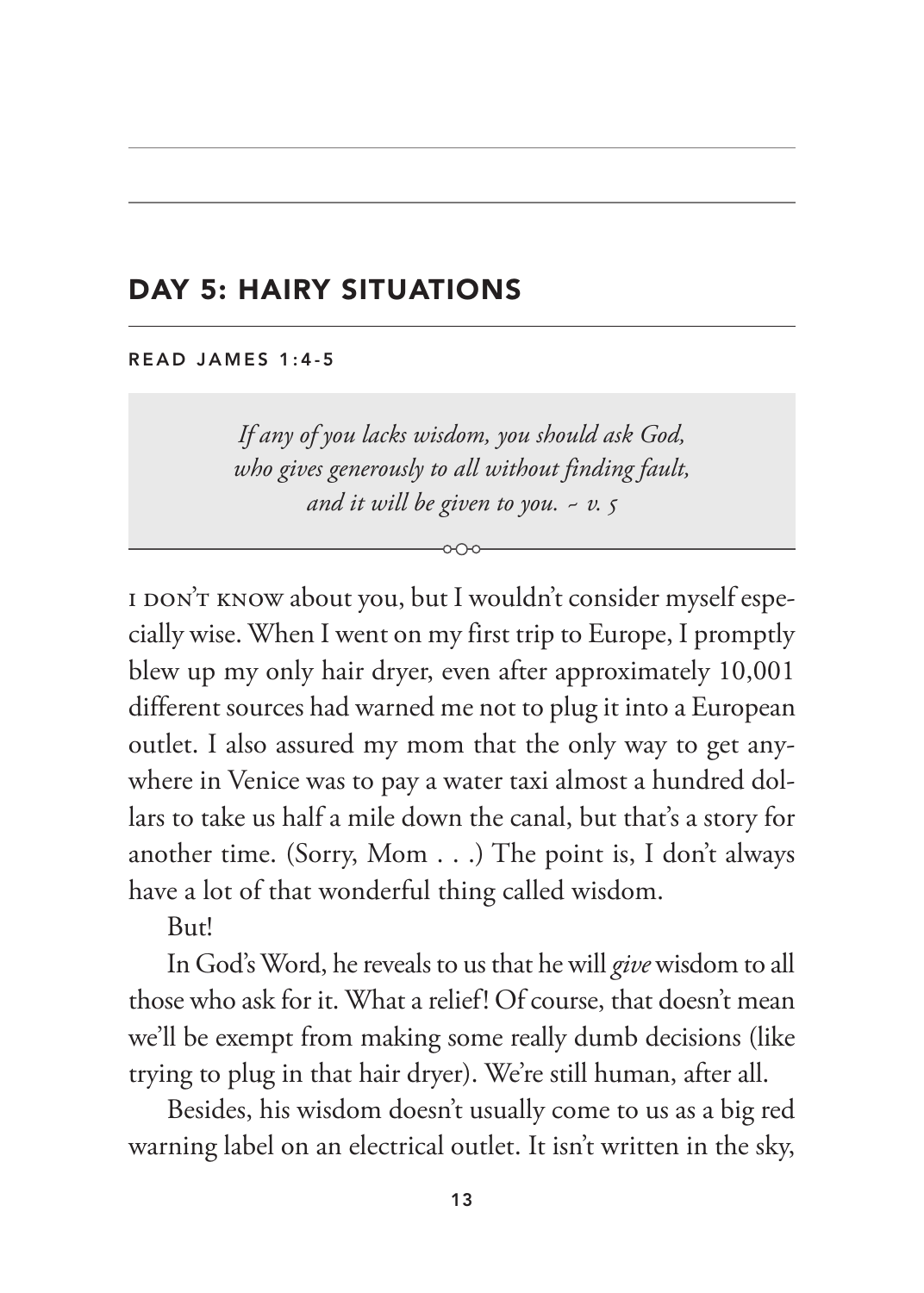## DAY 5: HAIRY SITUATIONS

READ JAMES 1:4-5

> *If any of you lacks wisdom, you should ask God, who gives generously to all without finding fault, and it will be given to you. ~ v. 5*

I DON'T KNOW about you, but I wouldn't consider myself especially wise. When I went on my first trip to Europe, I promptly blew up my only hair dryer, even after approximately 10,001 different sources had warned me not to plug it into a European outlet. I also assured my mom that the only way to get anywhere in Venice was to pay a water taxi almost a hundred dollars to take us half a mile down the canal, but that's a story for another time. (Sorry, Mom . . .) The point is, I don't always have a lot of that wonderful thing called wisdom.

But!

In God's Word, he reveals to us that he will *give* wisdom to all those who ask for it. What a relief! Of course, that doesn't mean we'll be exempt from making some really dumb decisions (like trying to plug in that hair dryer). We're still human, after all.

Besides, his wisdom doesn't usually come to us as a big red warning label on an electrical outlet. It isn't written in the sky,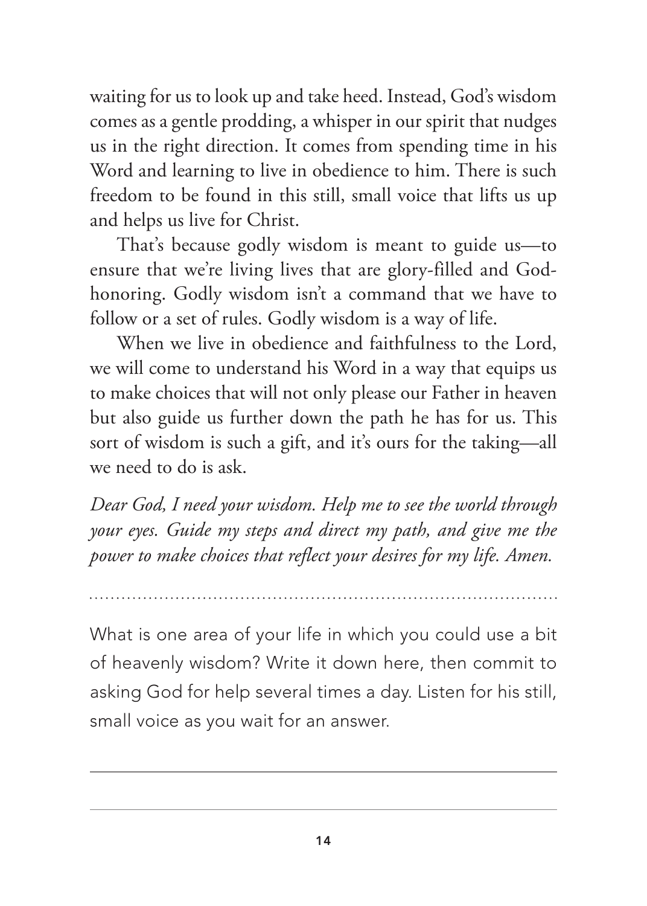waiting for us to look up and take heed. Instead, God's wisdom comes as a gentle prodding, a whisper in our spirit that nudges us in the right direction. It comes from spending time in his Word and learning to live in obedience to him. There is such freedom to be found in this still, small voice that lifts us up and helps us live for Christ.

That's because godly wisdom is meant to guide us—to ensure that we're living lives that are glory-filled and God-honoring. Godly wisdom isn't a command that we have to follow or a set of rules. Godly wisdom is a way of life.

When we live in obedience and faithfulness to the Lord, we will come to understand his Word in a way that equips us to make choices that will not only please our Father in heaven but also guide us further down the path he has for us. This sort of wisdom is such a gift, and it's ours for the taking—all we need to do is ask.

*Dear God, I need your wisdom. Help me to see the world through your eyes. Guide my steps and direct my path, and give me the power to make choices that reflect your desires for my life. Amen.*

---

What is one area of your life in which you could use a bit of heavenly wisdom? Write it down here, then commit to asking God for help several times a day. Listen for his still, small voice as you wait for an answer.

---

---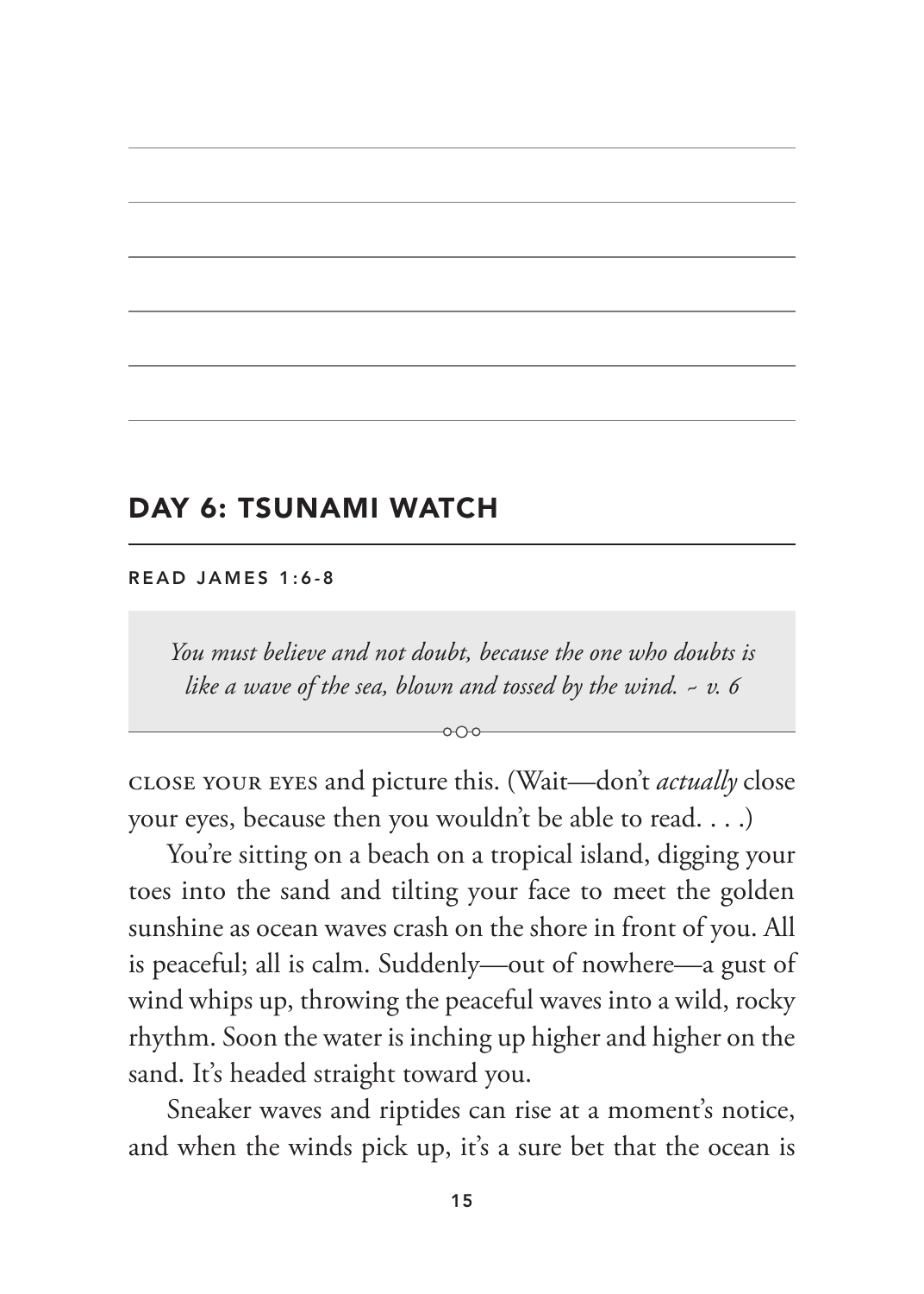## DAY 6: TSUNAMI WATCH

**READ JAMES 1:6-8**

> *You must believe and not doubt, because the one who doubts is like a wave of the sea, blown and tossed by the wind. ~ v. 6*

CLOSE YOUR EYES and picture this. (Wait—don't *actually* close your eyes, because then you wouldn't be able to read. . . .)

You're sitting on a beach on a tropical island, digging your toes into the sand and tilting your face to meet the golden sunshine as ocean waves crash on the shore in front of you. All is peaceful; all is calm. Suddenly—out of nowhere—a gust of wind whips up, throwing the peaceful waves into a wild, rocky rhythm. Soon the water is inching up higher and higher on the sand. It's headed straight toward you.

Sneaker waves and riptides can rise at a moment's notice, and when the winds pick up, it's a sure bet that the ocean is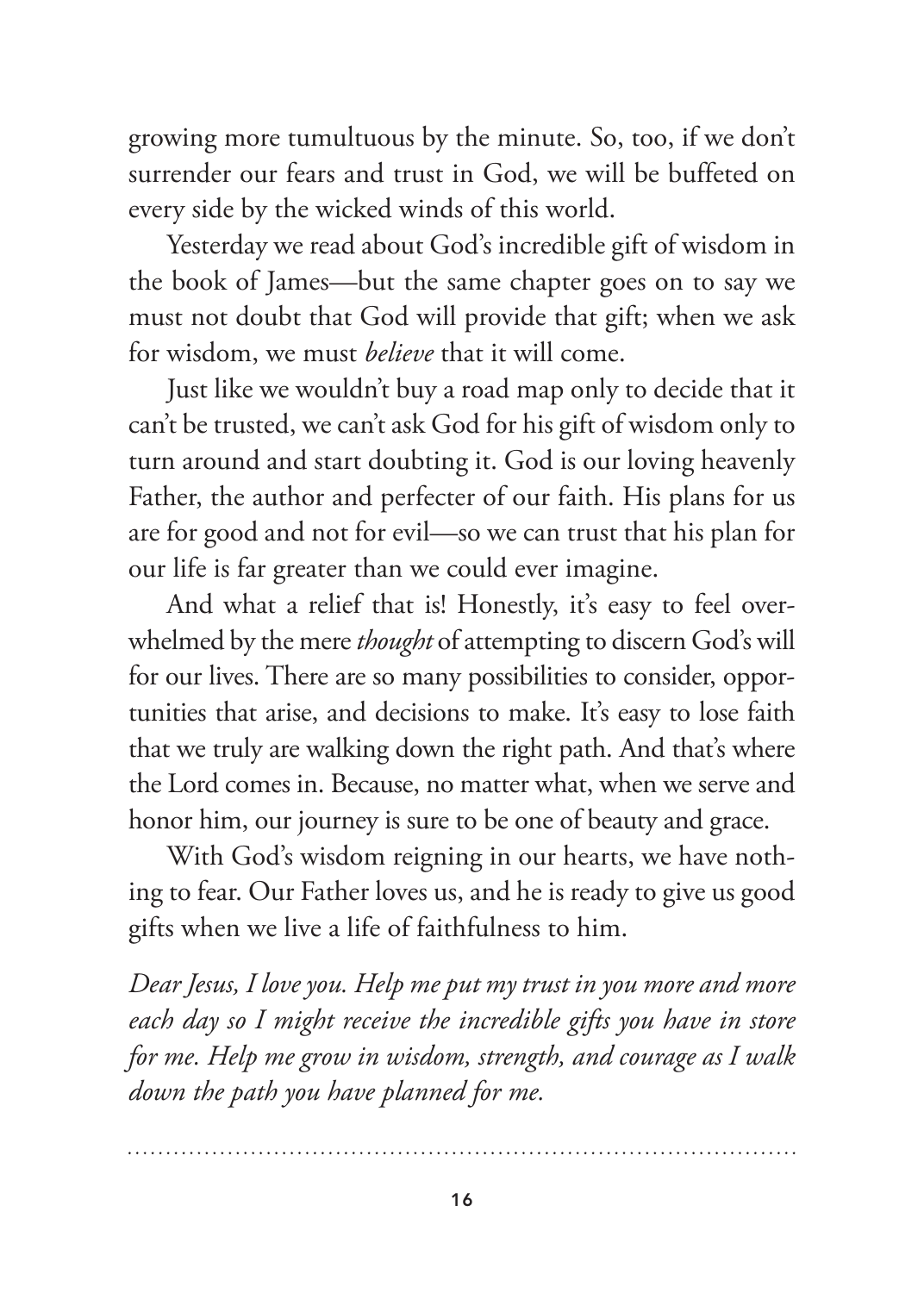growing more tumultuous by the minute. So, too, if we don't surrender our fears and trust in God, we will be buffeted on every side by the wicked winds of this world.

Yesterday we read about God's incredible gift of wisdom in the book of James—but the same chapter goes on to say we must not doubt that God will provide that gift; when we ask for wisdom, we must *believe* that it will come.

Just like we wouldn't buy a road map only to decide that it can't be trusted, we can't ask God for his gift of wisdom only to turn around and start doubting it. God is our loving heavenly Father, the author and perfecter of our faith. His plans for us are for good and not for evil—so we can trust that his plan for our life is far greater than we could ever imagine.

And what a relief that is! Honestly, it's easy to feel overwhelmed by the mere *thought* of attempting to discern God's will for our lives. There are so many possibilities to consider, opportunities that arise, and decisions to make. It's easy to lose faith that we truly are walking down the right path. And that's where the Lord comes in. Because, no matter what, when we serve and honor him, our journey is sure to be one of beauty and grace.

With God's wisdom reigning in our hearts, we have nothing to fear. Our Father loves us, and he is ready to give us good gifts when we live a life of faithfulness to him.

*Dear Jesus, I love you. Help me put my trust in you more and more each day so I might receive the incredible gifts you have in store for me. Help me grow in wisdom, strength, and courage as I walk down the path you have planned for me.*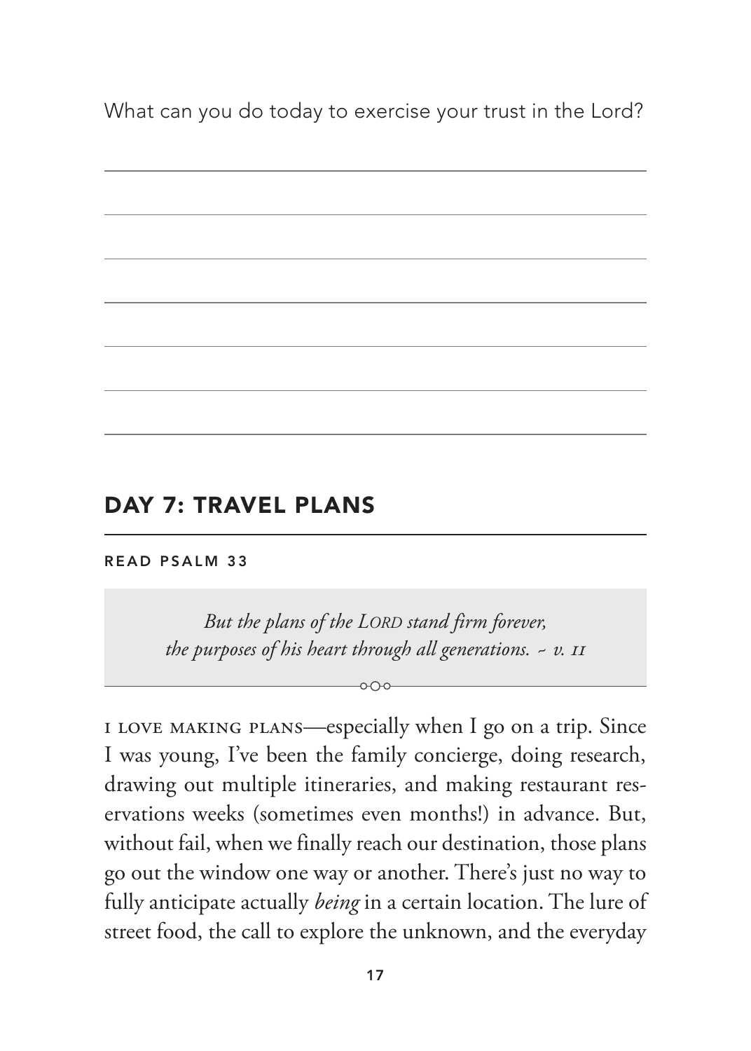What can you do today to exercise your trust in the Lord?

## DAY 7: TRAVEL PLANS

**READ PSALM 33**

> *But the plans of the LORD stand firm forever,*
> *the purposes of his heart through all generations. ~ v. 11*

I LOVE MAKING PLANS—especially when I go on a trip. Since I was young, I've been the family concierge, doing research, drawing out multiple itineraries, and making restaurant reservations weeks (sometimes even months!) in advance. But, without fail, when we finally reach our destination, those plans go out the window one way or another. There's just no way to fully anticipate actually *being* in a certain location. The lure of street food, the call to explore the unknown, and the everyday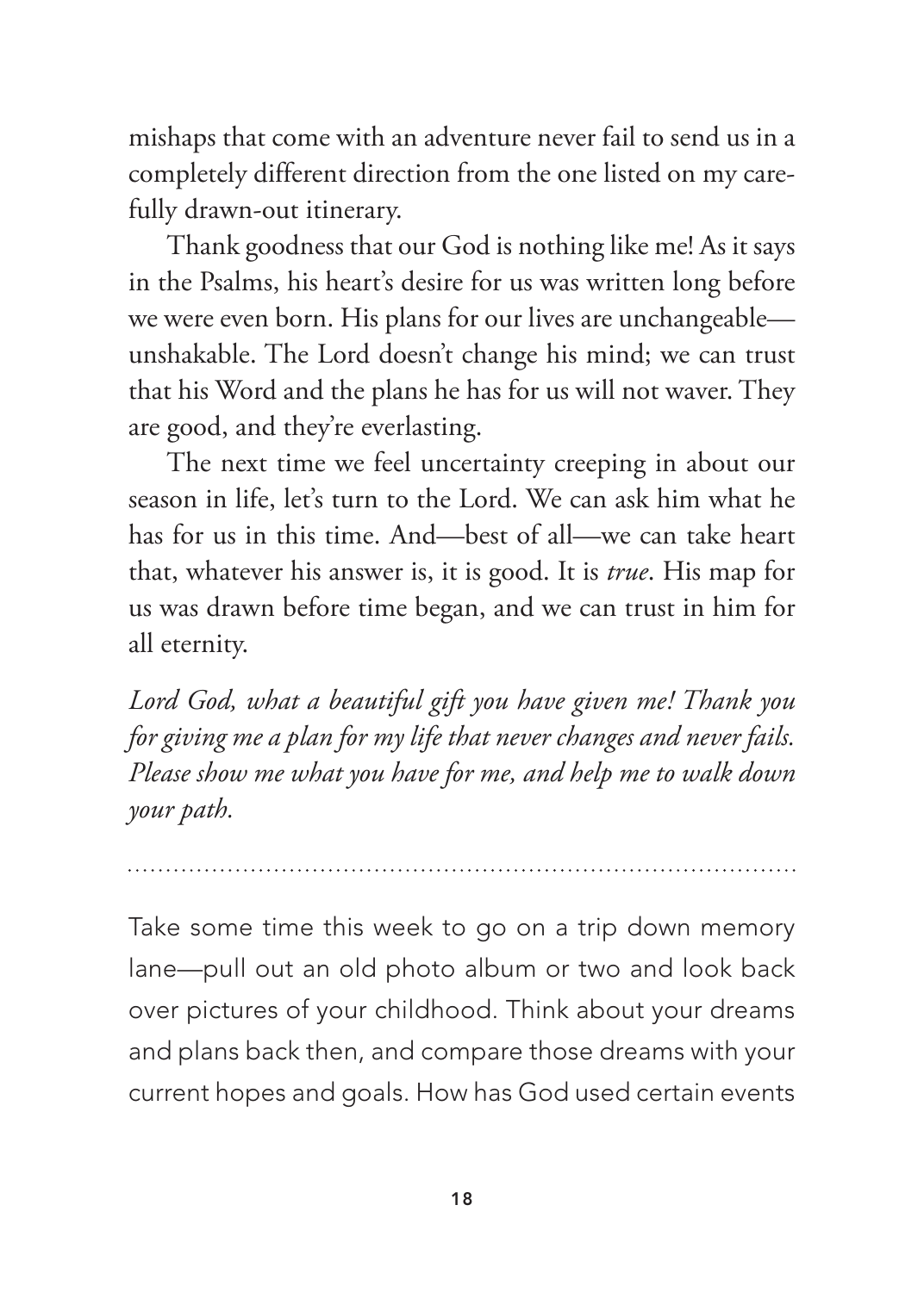mishaps that come with an adventure never fail to send us in a completely different direction from the one listed on my carefully drawn-out itinerary.

Thank goodness that our God is nothing like me! As it says in the Psalms, his heart's desire for us was written long before we were even born. His plans for our lives are unchangeable—unshakable. The Lord doesn't change his mind; we can trust that his Word and the plans he has for us will not waver. They are good, and they're everlasting.

The next time we feel uncertainty creeping in about our season in life, let's turn to the Lord. We can ask him what he has for us in this time. And—best of all—we can take heart that, whatever his answer is, it is good. It is *true*. His map for us was drawn before time began, and we can trust in him for all eternity.

*Lord God, what a beautiful gift you have given me! Thank you for giving me a plan for my life that never changes and never fails. Please show me what you have for me, and help me to walk down your path.*

---

Take some time this week to go on a trip down memory lane—pull out an old photo album or two and look back over pictures of your childhood. Think about your dreams and plans back then, and compare those dreams with your current hopes and goals. How has God used certain events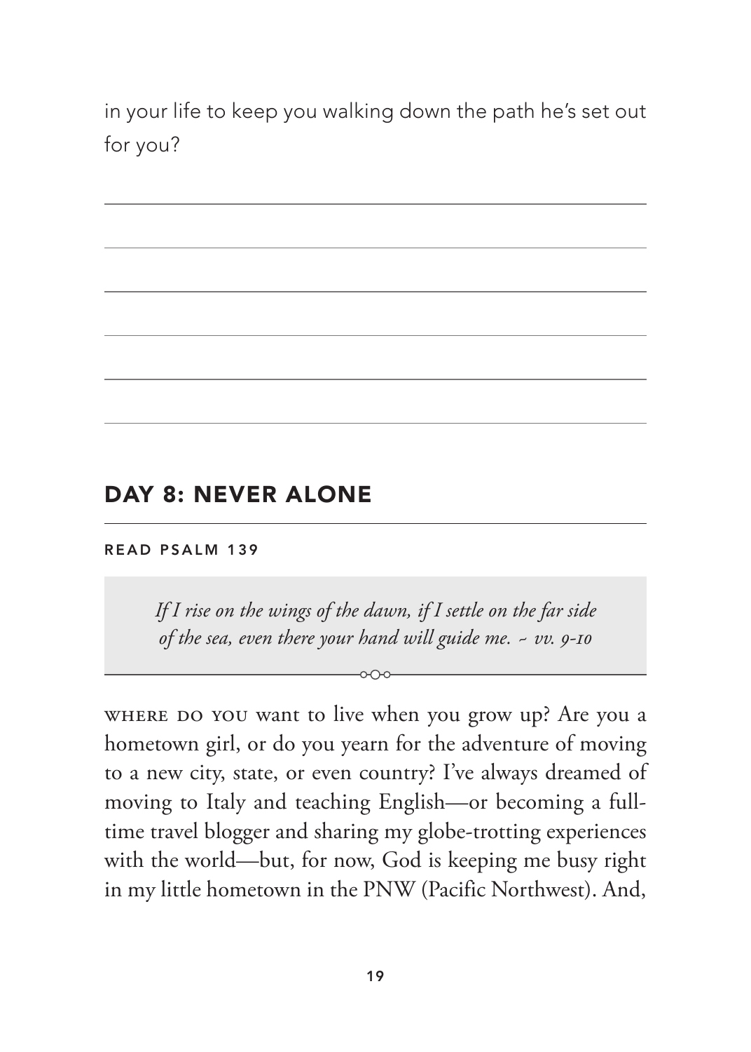in your life to keep you walking down the path he's set out for you?

## DAY 8: NEVER ALONE

**READ PSALM 139**

> *If I rise on the wings of the dawn, if I settle on the far side of the sea, even there your hand will guide me. ~ vv. 9-10*

WHERE DO YOU want to live when you grow up? Are you a hometown girl, or do you yearn for the adventure of moving to a new city, state, or even country? I've always dreamed of moving to Italy and teaching English—or becoming a full-time travel blogger and sharing my globe-trotting experiences with the world—but, for now, God is keeping me busy right in my little hometown in the PNW (Pacific Northwest). And,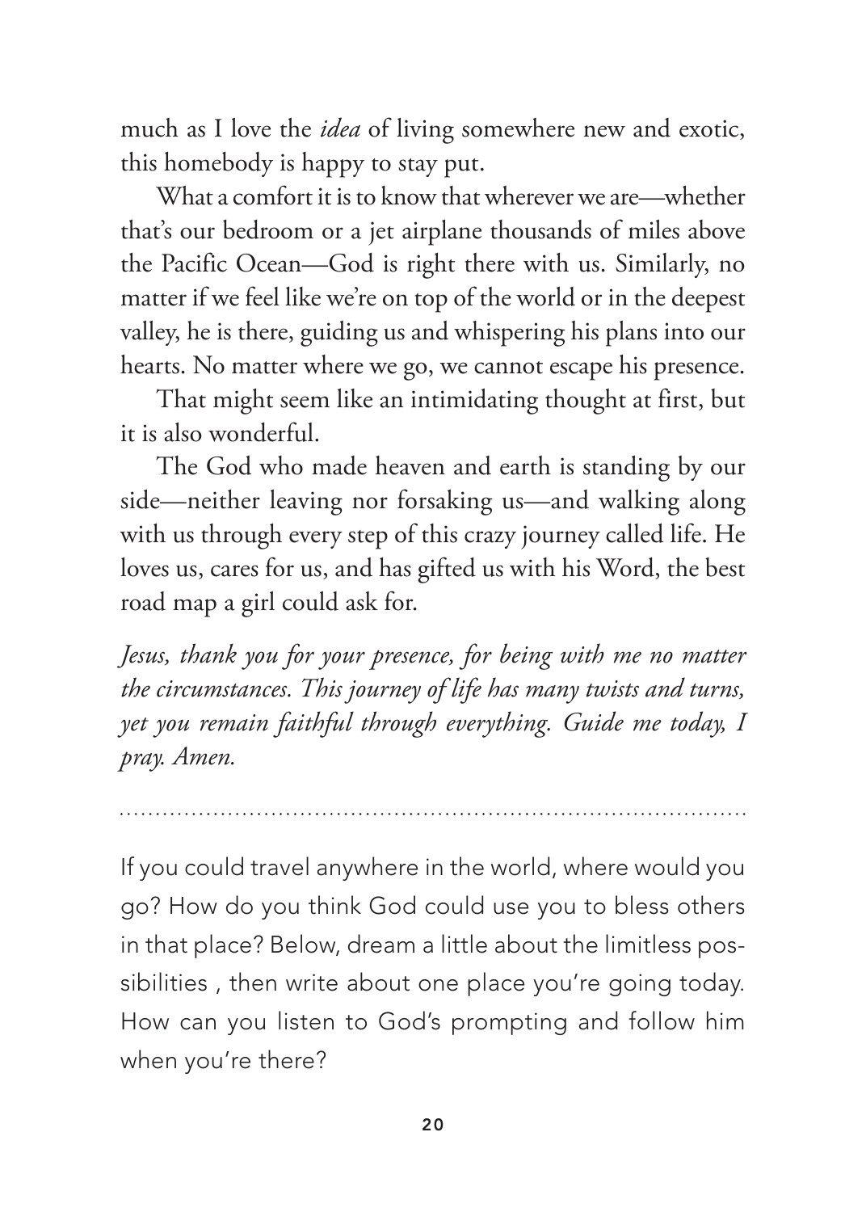much as I love the *idea* of living somewhere new and exotic, this homebody is happy to stay put.

What a comfort it is to know that wherever we are—whether that's our bedroom or a jet airplane thousands of miles above the Pacific Ocean—God is right there with us. Similarly, no matter if we feel like we're on top of the world or in the deepest valley, he is there, guiding us and whispering his plans into our hearts. No matter where we go, we cannot escape his presence.

That might seem like an intimidating thought at first, but it is also wonderful.

The God who made heaven and earth is standing by our side—neither leaving nor forsaking us—and walking along with us through every step of this crazy journey called life. He loves us, cares for us, and has gifted us with his Word, the best road map a girl could ask for.

*Jesus, thank you for your presence, for being with me no matter the circumstances. This journey of life has many twists and turns, yet you remain faithful through everything. Guide me today, I pray. Amen.*

---

If you could travel anywhere in the world, where would you go? How do you think God could use you to bless others in that place? Below, dream a little about the limitless possibilities , then write about one place you're going today. How can you listen to God's prompting and follow him when you're there?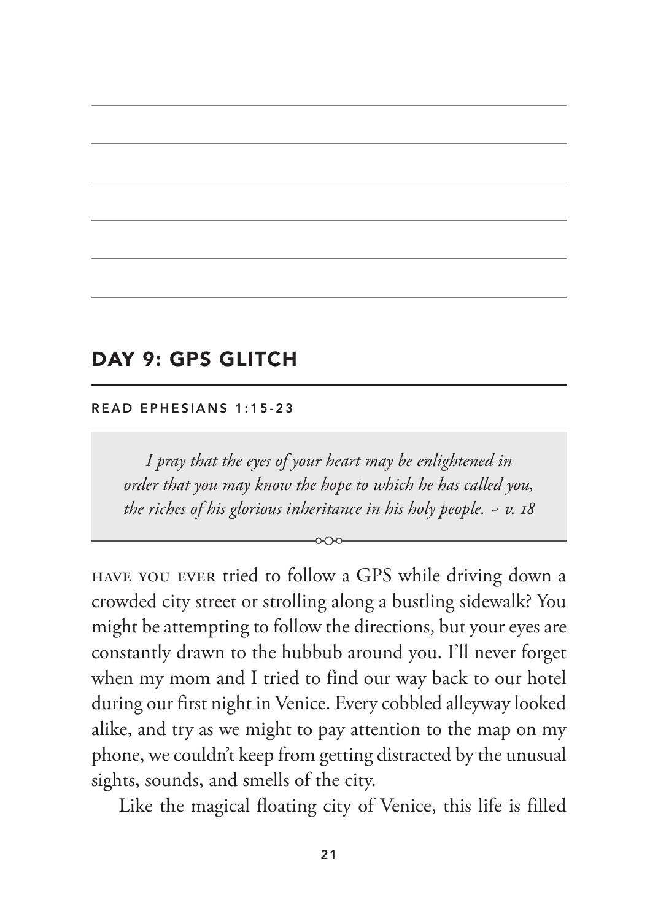## DAY 9: GPS GLITCH

READ EPHESIANS 1:15-23

> *I pray that the eyes of your heart may be enlightened in order that you may know the hope to which he has called you, the riches of his glorious inheritance in his holy people. ~ v. 18*

HAVE YOU EVER tried to follow a GPS while driving down a crowded city street or strolling along a bustling sidewalk? You might be attempting to follow the directions, but your eyes are constantly drawn to the hubbub around you. I'll never forget when my mom and I tried to find our way back to our hotel during our first night in Venice. Every cobbled alleyway looked alike, and try as we might to pay attention to the map on my phone, we couldn't keep from getting distracted by the unusual sights, sounds, and smells of the city.

Like the magical floating city of Venice, this life is filled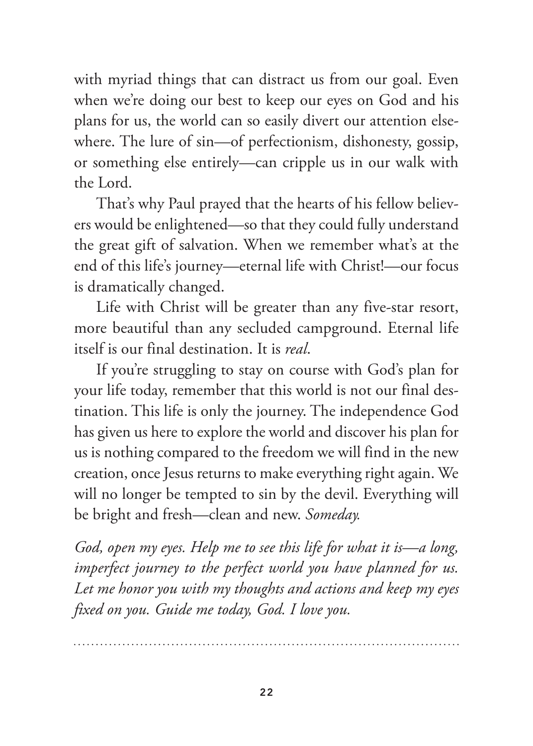with myriad things that can distract us from our goal. Even when we're doing our best to keep our eyes on God and his plans for us, the world can so easily divert our attention elsewhere. The lure of sin—of perfectionism, dishonesty, gossip, or something else entirely—can cripple us in our walk with the Lord.

That's why Paul prayed that the hearts of his fellow believers would be enlightened—so that they could fully understand the great gift of salvation. When we remember what's at the end of this life's journey—eternal life with Christ!—our focus is dramatically changed.

Life with Christ will be greater than any five-star resort, more beautiful than any secluded campground. Eternal life itself is our final destination. It is *real*.

If you're struggling to stay on course with God's plan for your life today, remember that this world is not our final destination. This life is only the journey. The independence God has given us here to explore the world and discover his plan for us is nothing compared to the freedom we will find in the new creation, once Jesus returns to make everything right again. We will no longer be tempted to sin by the devil. Everything will be bright and fresh—clean and new. *Someday.*

*God, open my eyes. Help me to see this life for what it is—a long, imperfect journey to the perfect world you have planned for us. Let me honor you with my thoughts and actions and keep my eyes fixed on you. Guide me today, God. I love you.*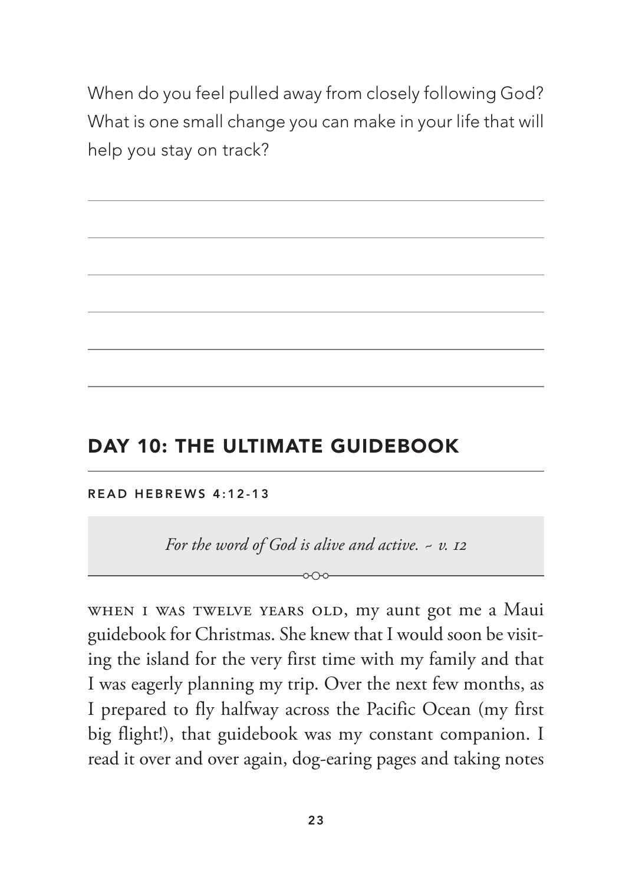When do you feel pulled away from closely following God? What is one small change you can make in your life that will help you stay on track?

## DAY 10: THE ULTIMATE GUIDEBOOK

READ HEBREWS 4:12-13

*For the word of God is alive and active. ~ v. 12*

WHEN I WAS TWELVE YEARS OLD, my aunt got me a Maui guidebook for Christmas. She knew that I would soon be visiting the island for the very first time with my family and that I was eagerly planning my trip. Over the next few months, as I prepared to fly halfway across the Pacific Ocean (my first big flight!), that guidebook was my constant companion. I read it over and over again, dog-earing pages and taking notes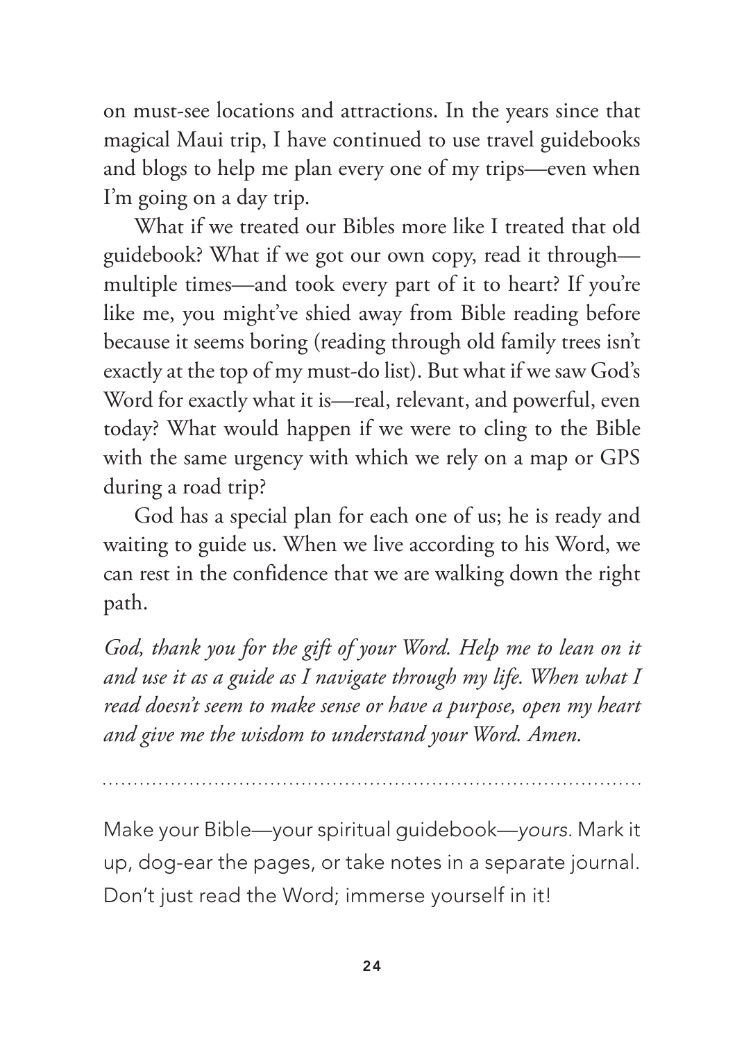on must-see locations and attractions. In the years since that magical Maui trip, I have continued to use travel guidebooks and blogs to help me plan every one of my trips—even when I'm going on a day trip.

What if we treated our Bibles more like I treated that old guidebook? What if we got our own copy, read it through—multiple times—and took every part of it to heart? If you're like me, you might've shied away from Bible reading before because it seems boring (reading through old family trees isn't exactly at the top of my must-do list). But what if we saw God's Word for exactly what it is—real, relevant, and powerful, even today? What would happen if we were to cling to the Bible with the same urgency with which we rely on a map or GPS during a road trip?

God has a special plan for each one of us; he is ready and waiting to guide us. When we live according to his Word, we can rest in the confidence that we are walking down the right path.

*God, thank you for the gift of your Word. Help me to lean on it and use it as a guide as I navigate through my life. When what I read doesn't seem to make sense or have a purpose, open my heart and give me the wisdom to understand your Word. Amen.*

---

Make your Bible—your spiritual guidebook—*yours*. Mark it up, dog-ear the pages, or take notes in a separate journal. Don't just read the Word; immerse yourself in it!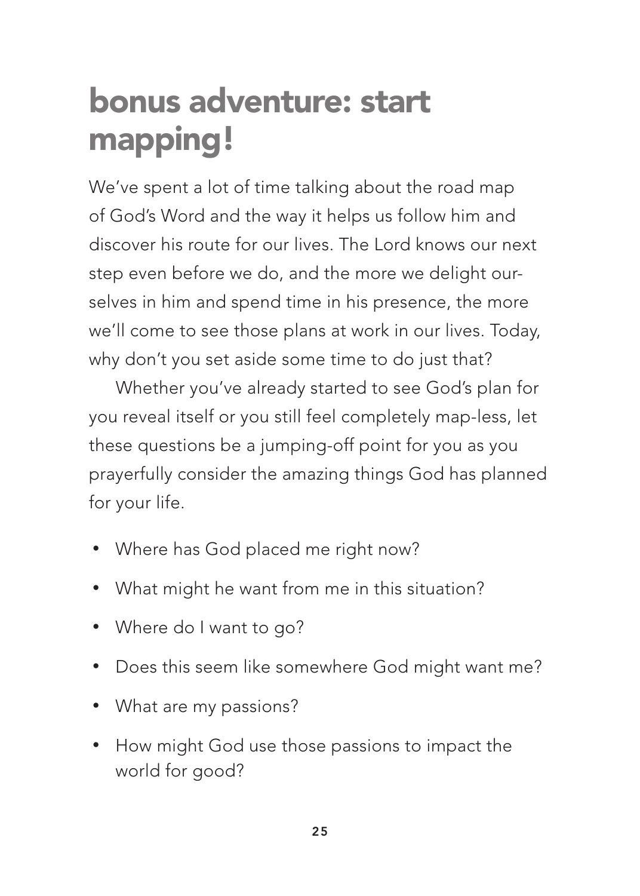# bonus adventure: start mapping!

We've spent a lot of time talking about the road map of God's Word and the way it helps us follow him and discover his route for our lives. The Lord knows our next step even before we do, and the more we delight ourselves in him and spend time in his presence, the more we'll come to see those plans at work in our lives. Today, why don't you set aside some time to do just that?

Whether you've already started to see God's plan for you reveal itself or you still feel completely map-less, let these questions be a jumping-off point for you as you prayerfully consider the amazing things God has planned for your life.

- Where has God placed me right now?
- What might he want from me in this situation?
- Where do I want to go?
- Does this seem like somewhere God might want me?
- What are my passions?
- How might God use those passions to impact the world for good?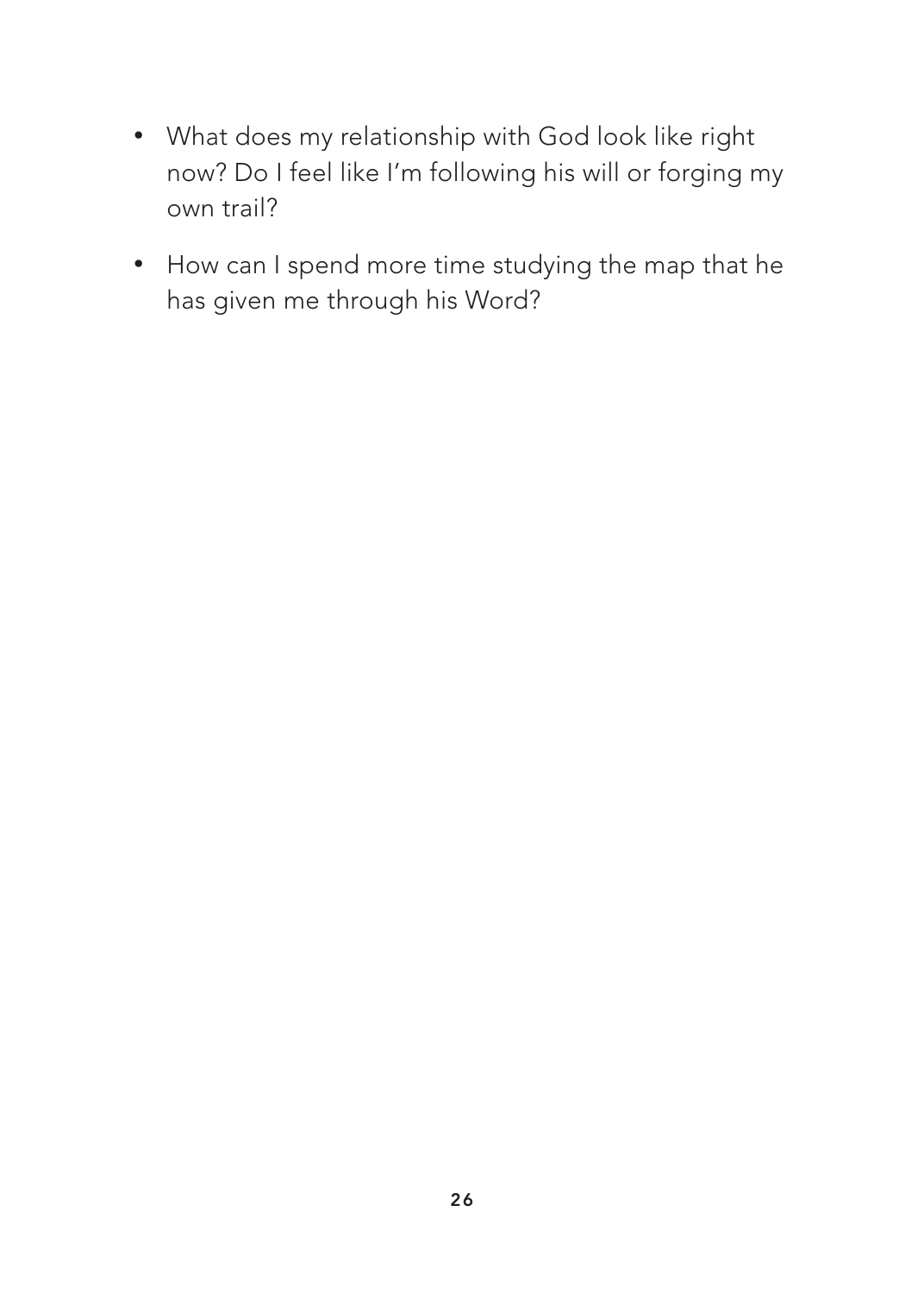- What does my relationship with God look like right now? Do I feel like I'm following his will or forging my own trail?
- How can I spend more time studying the map that he has given me through his Word?